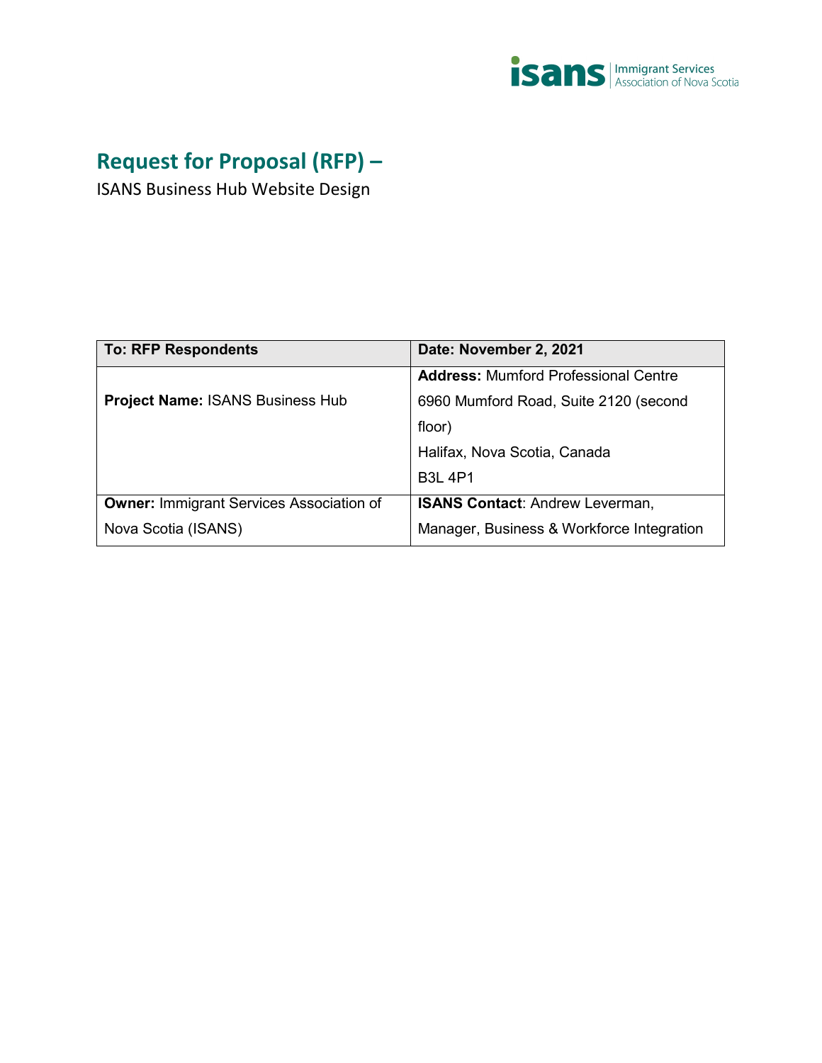# Request for Proposal (RFP) –

ISANS Business Hub Website Design

| To: RFP Respondents | Date: November 2, 2021 |
| --- | --- |
| **Project Name:** ISANS Business Hub | **Address:** Mumford Professional Centre<br>6960 Mumford Road, Suite 2120 (second floor)<br>Halifax, Nova Scotia, Canada<br>B3L 4P1 |
| **Owner:** Immigrant Services Association of Nova Scotia (ISANS) | **ISANS Contact**: Andrew Leverman, Manager, Business & Workforce Integration |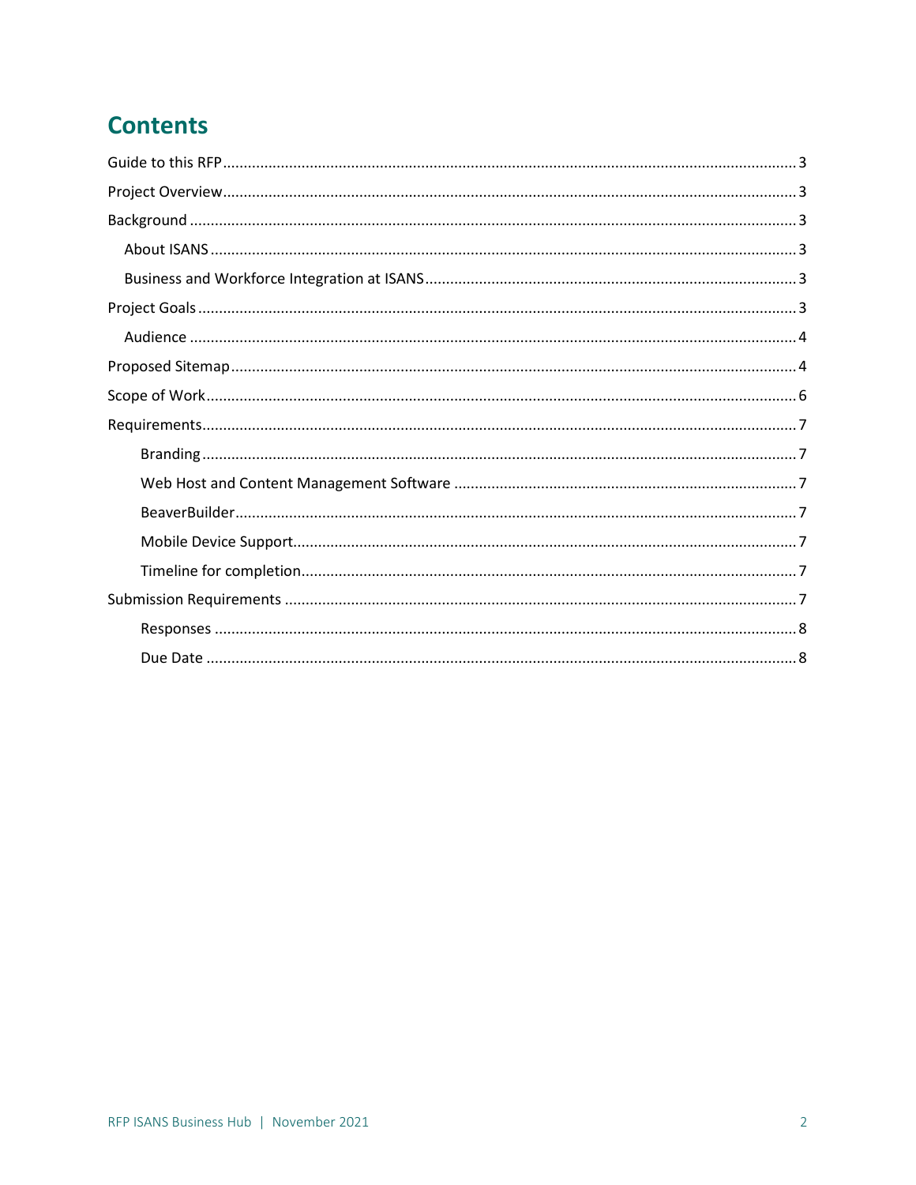# Contents

- Guide to this RFP ..... 3
- Project Overview ..... 3
- Background ..... 3
  - About ISANS ..... 3
  - Business and Workforce Integration at ISANS ..... 3
- Project Goals ..... 3
  - Audience ..... 4
- Proposed Sitemap ..... 4
- Scope of Work ..... 6
- Requirements ..... 7
    - Branding ..... 7
    - Web Host and Content Management Software ..... 7
    - BeaverBuilder ..... 7
    - Mobile Device Support ..... 7
    - Timeline for completion ..... 7
- Submission Requirements ..... 7
    - Responses ..... 8
    - Due Date ..... 8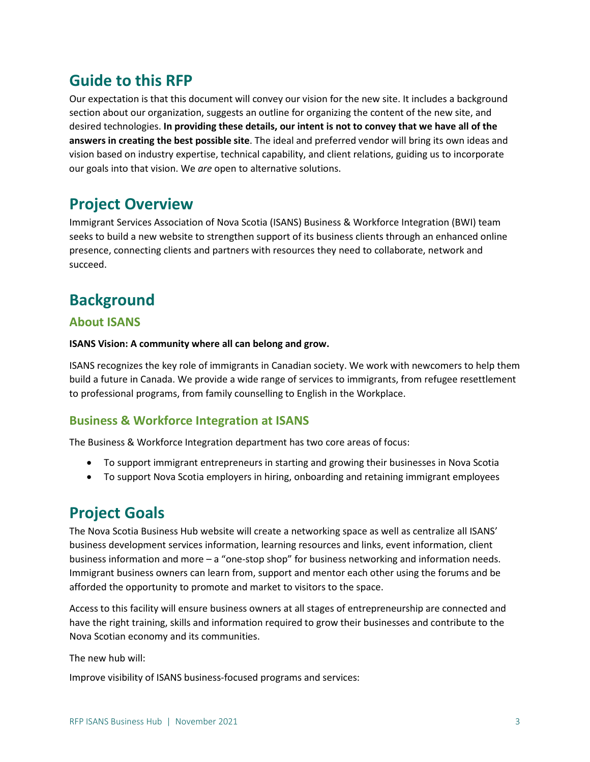## Guide to this RFP

Our expectation is that this document will convey our vision for the new site. It includes a background section about our organization, suggests an outline for organizing the content of the new site, and desired technologies. **In providing these details, our intent is not to convey that we have all of the answers in creating the best possible site**. The ideal and preferred vendor will bring its own ideas and vision based on industry expertise, technical capability, and client relations, guiding us to incorporate our goals into that vision. We *are* open to alternative solutions.

## Project Overview

Immigrant Services Association of Nova Scotia (ISANS) Business & Workforce Integration (BWI) team seeks to build a new website to strengthen support of its business clients through an enhanced online presence, connecting clients and partners with resources they need to collaborate, network and succeed.

## Background

### About ISANS

**ISANS Vision: A community where all can belong and grow.**

ISANS recognizes the key role of immigrants in Canadian society. We work with newcomers to help them build a future in Canada. We provide a wide range of services to immigrants, from refugee resettlement to professional programs, from family counselling to English in the Workplace.

### Business & Workforce Integration at ISANS

The Business & Workforce Integration department has two core areas of focus:

- To support immigrant entrepreneurs in starting and growing their businesses in Nova Scotia
- To support Nova Scotia employers in hiring, onboarding and retaining immigrant employees

## Project Goals

The Nova Scotia Business Hub website will create a networking space as well as centralize all ISANS' business development services information, learning resources and links, event information, client business information and more – a "one-stop shop" for business networking and information needs. Immigrant business owners can learn from, support and mentor each other using the forums and be afforded the opportunity to promote and market to visitors to the space.

Access to this facility will ensure business owners at all stages of entrepreneurship are connected and have the right training, skills and information required to grow their businesses and contribute to the Nova Scotian economy and its communities.

The new hub will:

Improve visibility of ISANS business-focused programs and services: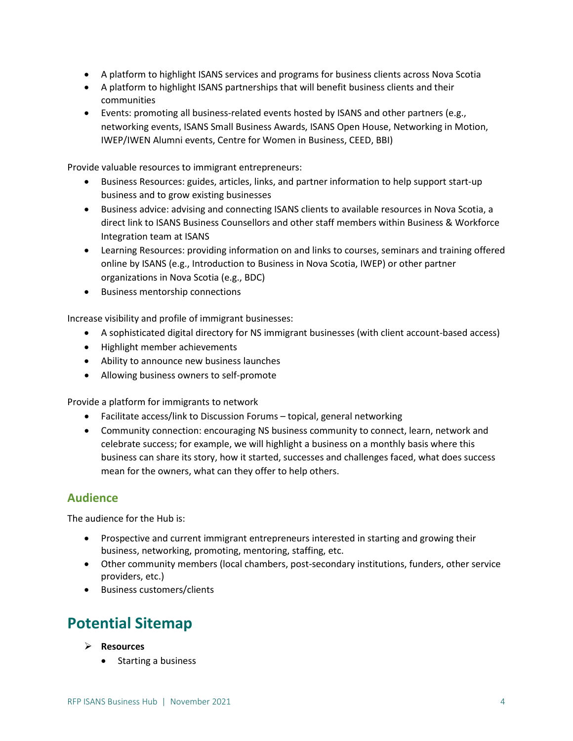- A platform to highlight ISANS services and programs for business clients across Nova Scotia
- A platform to highlight ISANS partnerships that will benefit business clients and their communities
- Events: promoting all business-related events hosted by ISANS and other partners (e.g., networking events, ISANS Small Business Awards, ISANS Open House, Networking in Motion, IWEP/IWEN Alumni events, Centre for Women in Business, CEED, BBI)

Provide valuable resources to immigrant entrepreneurs:

- Business Resources: guides, articles, links, and partner information to help support start-up business and to grow existing businesses
- Business advice: advising and connecting ISANS clients to available resources in Nova Scotia, a direct link to ISANS Business Counsellors and other staff members within Business & Workforce Integration team at ISANS
- Learning Resources: providing information on and links to courses, seminars and training offered online by ISANS (e.g., Introduction to Business in Nova Scotia, IWEP) or other partner organizations in Nova Scotia (e.g., BDC)
- Business mentorship connections

Increase visibility and profile of immigrant businesses:

- A sophisticated digital directory for NS immigrant businesses (with client account-based access)
- Highlight member achievements
- Ability to announce new business launches
- Allowing business owners to self-promote

Provide a platform for immigrants to network

- Facilitate access/link to Discussion Forums – topical, general networking
- Community connection: encouraging NS business community to connect, learn, network and celebrate success; for example, we will highlight a business on a monthly basis where this business can share its story, how it started, successes and challenges faced, what does success mean for the owners, what can they offer to help others.

## Audience

The audience for the Hub is:

- Prospective and current immigrant entrepreneurs interested in starting and growing their business, networking, promoting, mentoring, staffing, etc.
- Other community members (local chambers, post-secondary institutions, funders, other service providers, etc.)
- Business customers/clients

# Potential Sitemap

- **Resources**
  - Starting a business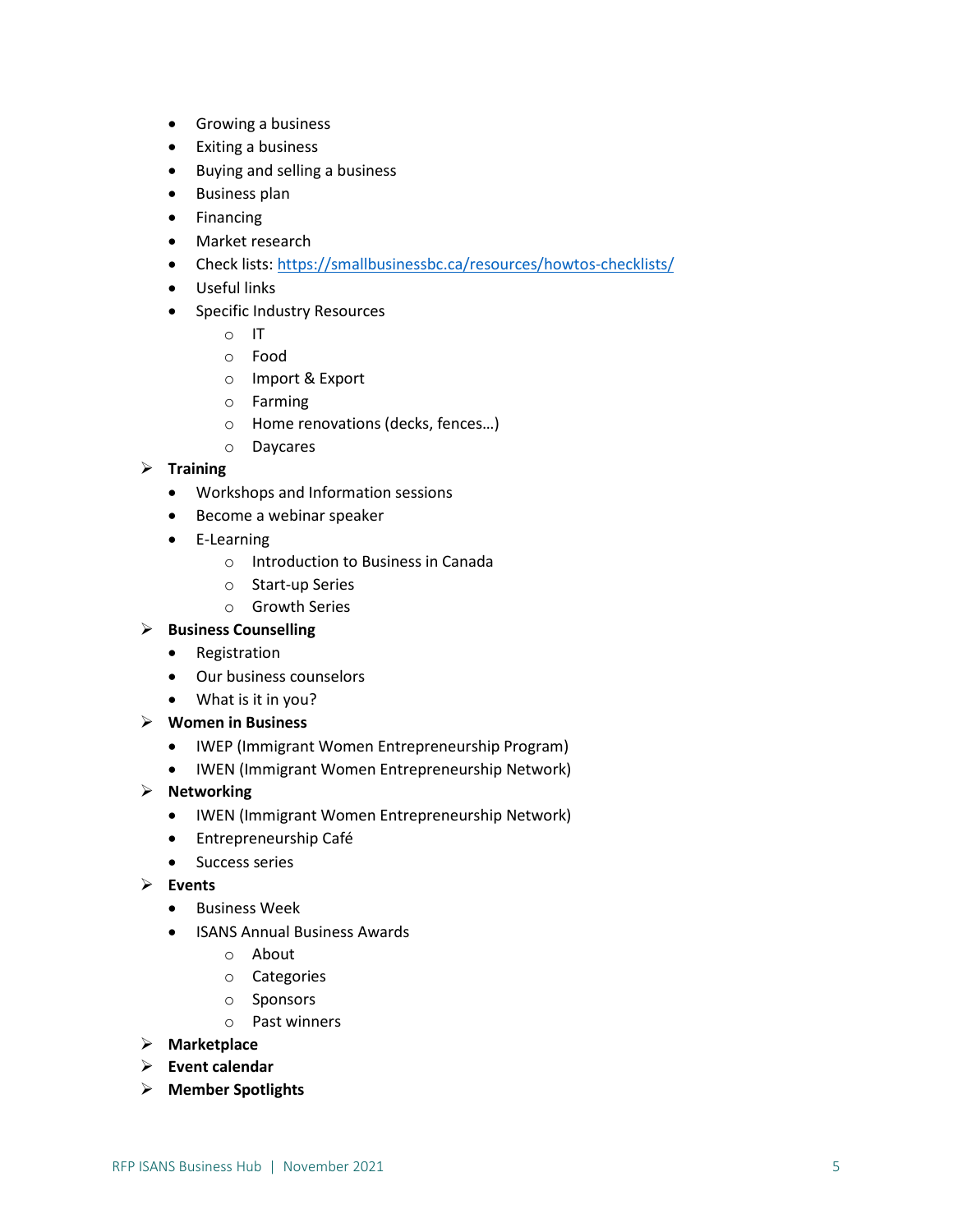- Growing a business
- Exiting a business
- Buying and selling a business
- Business plan
- Financing
- Market research
- Check lists: https://smallbusinessbc.ca/resources/howtos-checklists/
- Useful links
- Specific Industry Resources
  - IT
  - Food
  - Import & Export
  - Farming
  - Home renovations (decks, fences…)
  - Daycares

- **Training**
  - Workshops and Information sessions
  - Become a webinar speaker
  - E-Learning
    - Introduction to Business in Canada
    - Start-up Series
    - Growth Series
- **Business Counselling**
  - Registration
  - Our business counselors
  - What is it in you?
- **Women in Business**
  - IWEP (Immigrant Women Entrepreneurship Program)
  - IWEN (Immigrant Women Entrepreneurship Network)
- **Networking**
  - IWEN (Immigrant Women Entrepreneurship Network)
  - Entrepreneurship Café
  - Success series
- **Events**
  - Business Week
  - ISANS Annual Business Awards
    - About
    - Categories
    - Sponsors
    - Past winners
- **Marketplace**
- **Event calendar**
- **Member Spotlights**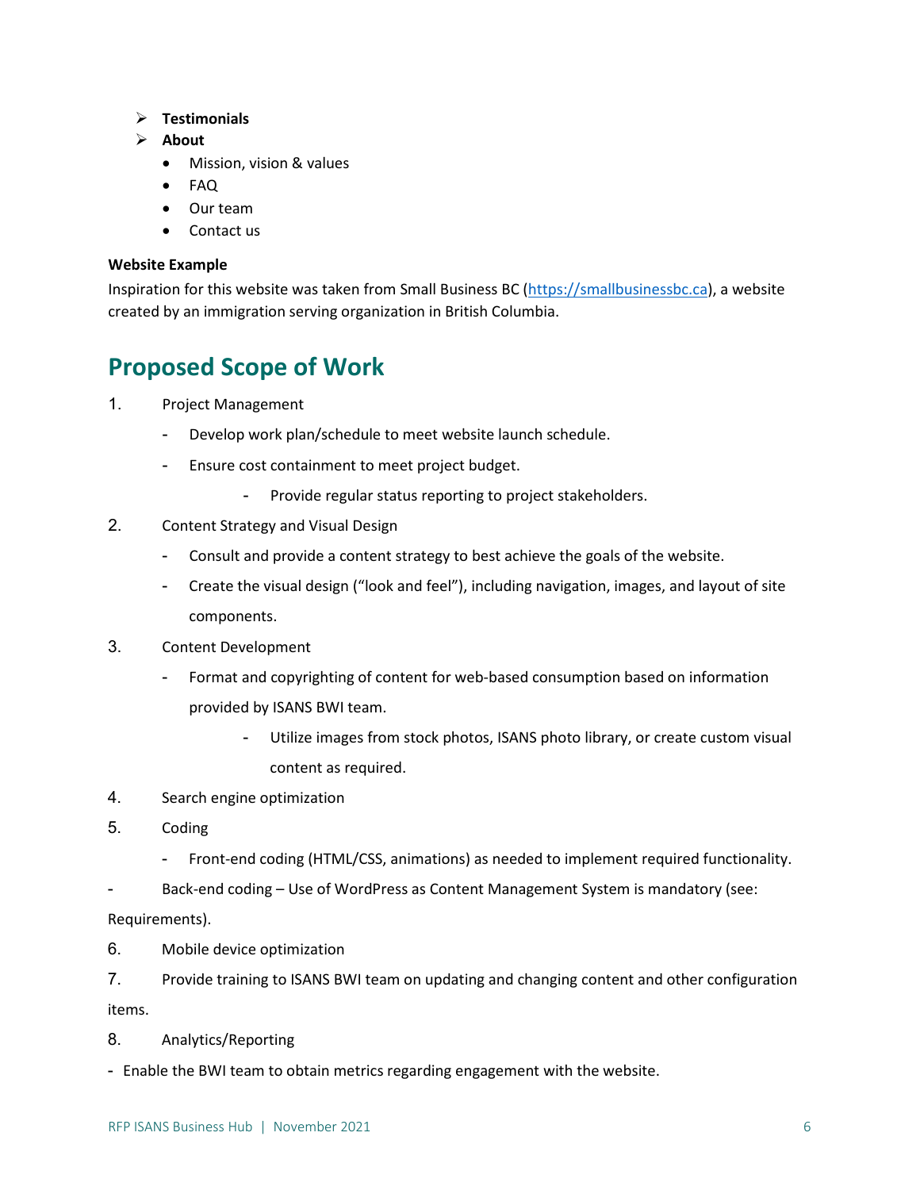- **Testimonials**
- **About**
  - Mission, vision & values
  - FAQ
  - Our team
  - Contact us

**Website Example**

Inspiration for this website was taken from Small Business BC (https://smallbusinessbc.ca), a website created by an immigration serving organization in British Columbia.

## Proposed Scope of Work

1. Project Management
   - Develop work plan/schedule to meet website launch schedule.
   - Ensure cost containment to meet project budget.
     - Provide regular status reporting to project stakeholders.
2. Content Strategy and Visual Design
   - Consult and provide a content strategy to best achieve the goals of the website.
   - Create the visual design ("look and feel"), including navigation, images, and layout of site components.
3. Content Development
   - Format and copyrighting of content for web-based consumption based on information provided by ISANS BWI team.
     - Utilize images from stock photos, ISANS photo library, or create custom visual content as required.
4. Search engine optimization
5. Coding
   - Front-end coding (HTML/CSS, animations) as needed to implement required functionality.

- Back-end coding – Use of WordPress as Content Management System is mandatory (see: Requirements).

6. Mobile device optimization
7. Provide training to ISANS BWI team on updating and changing content and other configuration items.
8. Analytics/Reporting

- Enable the BWI team to obtain metrics regarding engagement with the website.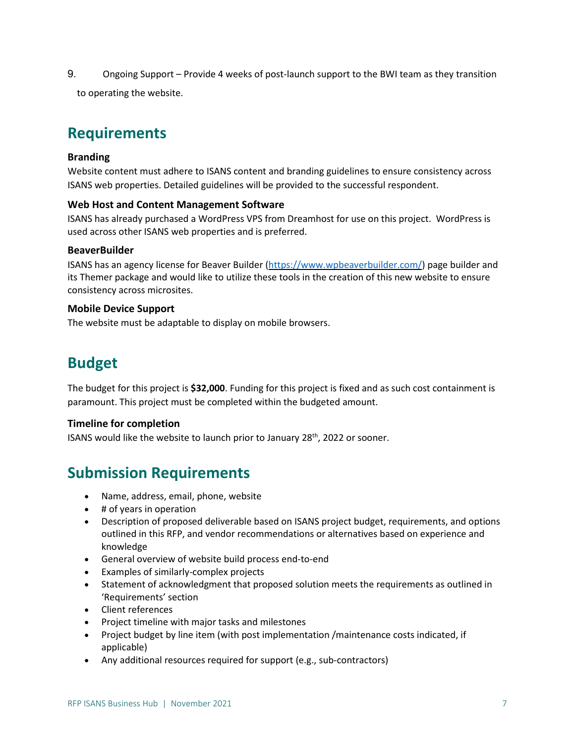9. Ongoing Support – Provide 4 weeks of post-launch support to the BWI team as they transition to operating the website.

## Requirements

### Branding

Website content must adhere to ISANS content and branding guidelines to ensure consistency across ISANS web properties. Detailed guidelines will be provided to the successful respondent.

### Web Host and Content Management Software

ISANS has already purchased a WordPress VPS from Dreamhost for use on this project. WordPress is used across other ISANS web properties and is preferred.

### BeaverBuilder

ISANS has an agency license for Beaver Builder (https://www.wpbeaverbuilder.com/) page builder and its Themer package and would like to utilize these tools in the creation of this new website to ensure consistency across microsites.

### Mobile Device Support

The website must be adaptable to display on mobile browsers.

## Budget

The budget for this project is **$32,000**. Funding for this project is fixed and as such cost containment is paramount. This project must be completed within the budgeted amount.

### Timeline for completion

ISANS would like the website to launch prior to January 28th, 2022 or sooner.

## Submission Requirements

- Name, address, email, phone, website
- # of years in operation
- Description of proposed deliverable based on ISANS project budget, requirements, and options outlined in this RFP, and vendor recommendations or alternatives based on experience and knowledge
- General overview of website build process end-to-end
- Examples of similarly-complex projects
- Statement of acknowledgment that proposed solution meets the requirements as outlined in 'Requirements' section
- Client references
- Project timeline with major tasks and milestones
- Project budget by line item (with post implementation /maintenance costs indicated, if applicable)
- Any additional resources required for support (e.g., sub-contractors)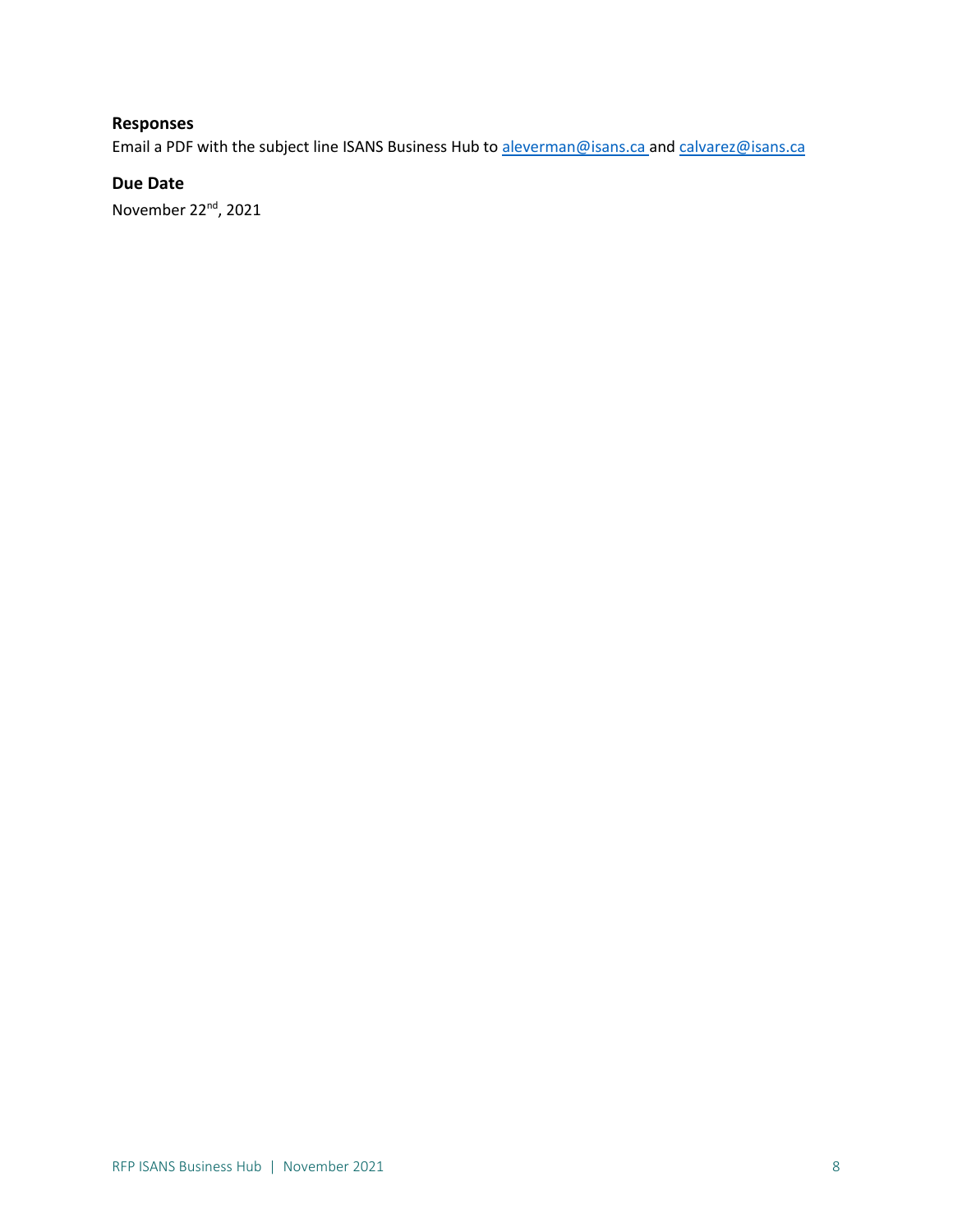### Responses

Email a PDF with the subject line ISANS Business Hub to aleverman@isans.ca and calvarez@isans.ca

### Due Date

November 22nd, 2021